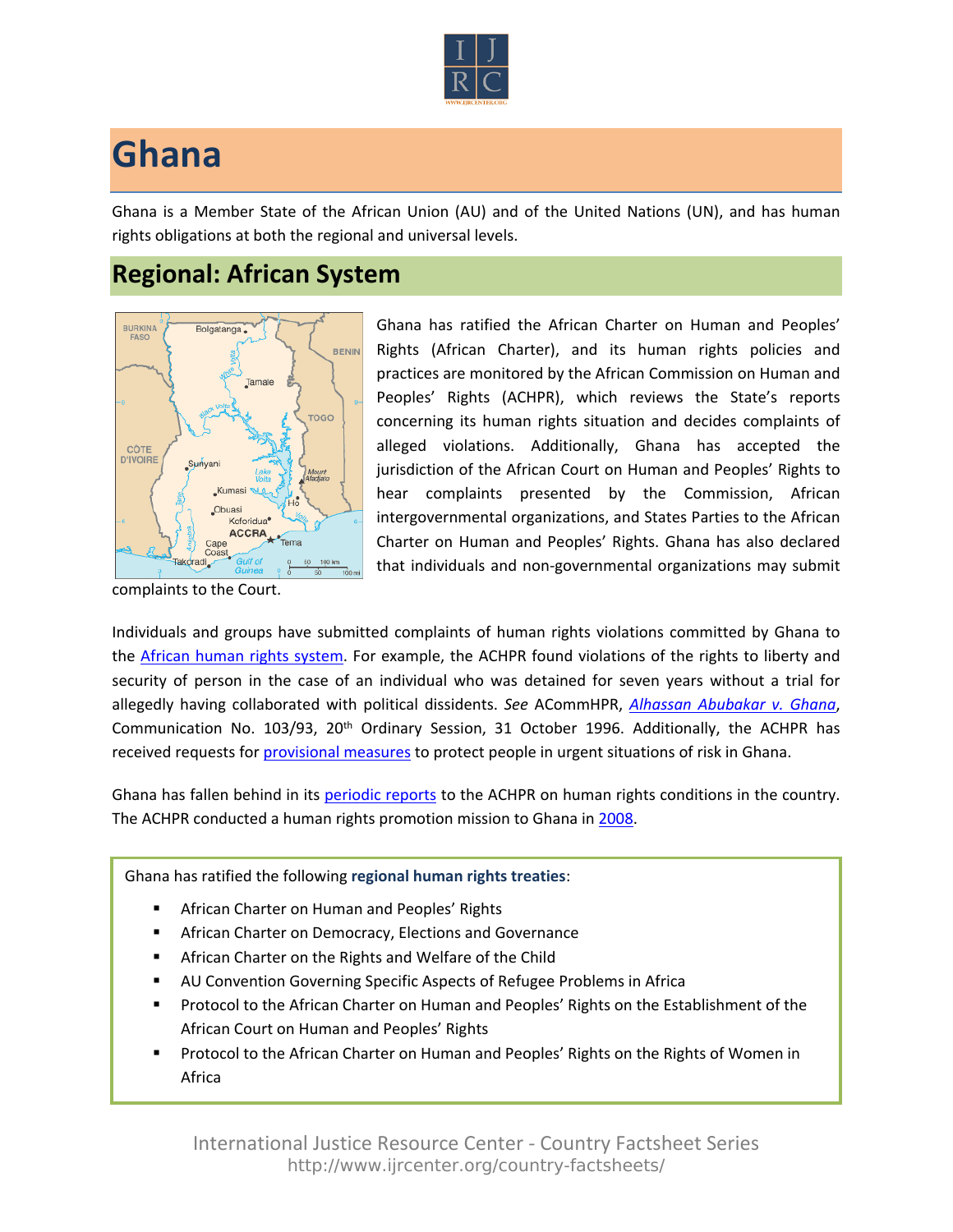# Ghana

Ghana is a Member State of the African Union (AU) and of the United Nations (UN), and has human rights obligations at both the regional and universal levels.

## Regional: African System

Ghana has ratified the African Charter on Human and Peoples' Rights (African Charter), and its human rights policies and practices are monitored by the African Commission on Human and Peoples' Rights (ACHPR), which reviews the State's reports concerning its human rights situation and decides complaints of alleged violations. Additionally, Ghana has accepted the jurisdiction of the African Court on Human and Peoples' Rights to hear complaints presented by the Commission, African intergovernmental organizations, and States Parties to the African Charter on Human and Peoples' Rights. Ghana has also declared that individuals and non-governmental organizations may submit complaints to the Court.

Individuals and groups have submitted complaints of human rights violations committed by Ghana to the African human rights system. For example, the ACHPR found violations of the rights to liberty and security of person in the case of an individual who was detained for seven years without a trial for allegedly having collaborated with political dissidents. *See* ACommHPR, *Alhassan Abubakar v. Ghana*, Communication No. 103/93, 20th Ordinary Session, 31 October 1996. Additionally, the ACHPR has received requests for provisional measures to protect people in urgent situations of risk in Ghana.

Ghana has fallen behind in its periodic reports to the ACHPR on human rights conditions in the country. The ACHPR conducted a human rights promotion mission to Ghana in 2008.

Ghana has ratified the following **regional human rights treaties**:

- African Charter on Human and Peoples' Rights
- African Charter on Democracy, Elections and Governance
- African Charter on the Rights and Welfare of the Child
- AU Convention Governing Specific Aspects of Refugee Problems in Africa
- Protocol to the African Charter on Human and Peoples' Rights on the Establishment of the African Court on Human and Peoples' Rights
- Protocol to the African Charter on Human and Peoples' Rights on the Rights of Women in Africa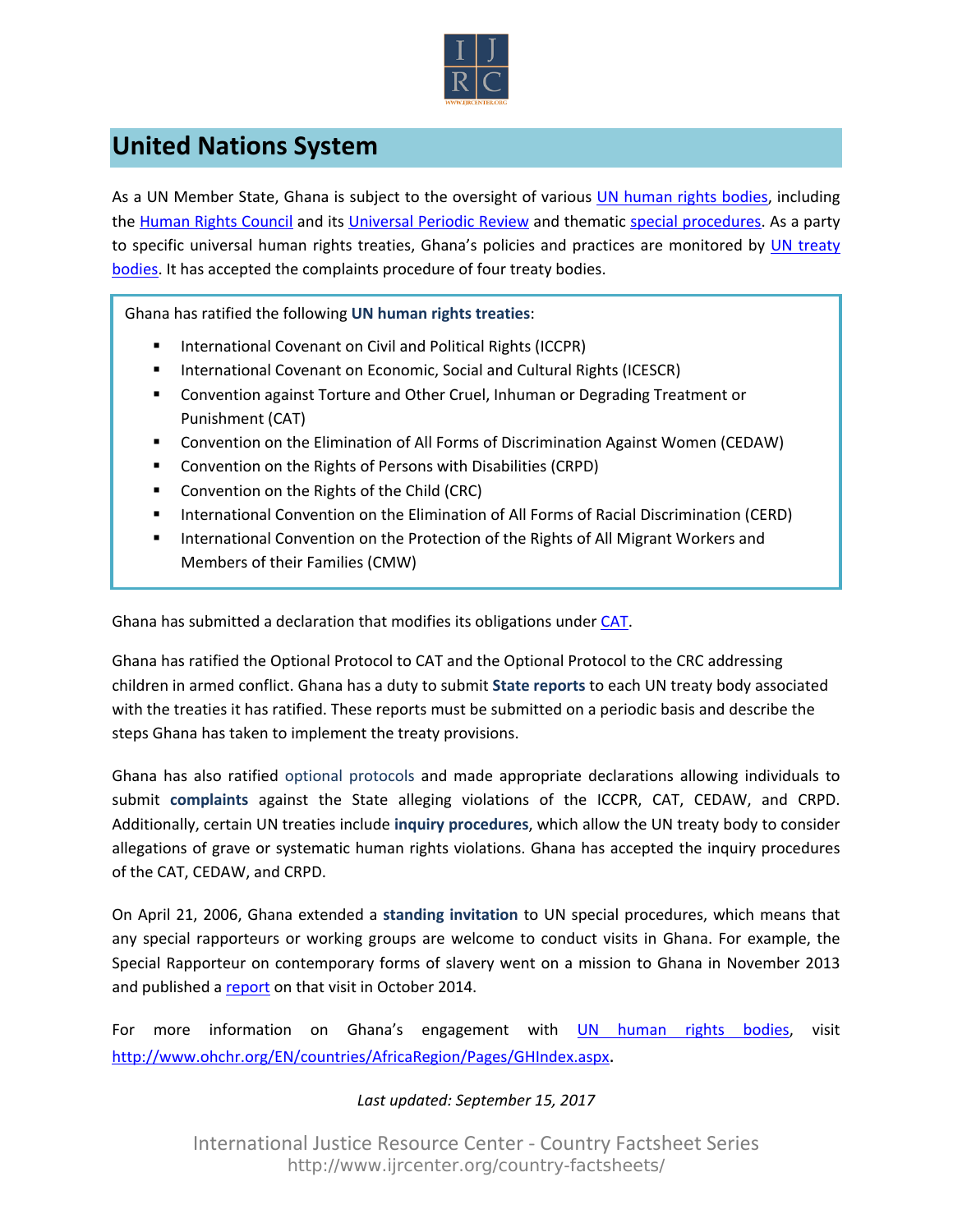## United Nations System

As a UN Member State, Ghana is subject to the oversight of various UN human rights bodies, including the Human Rights Council and its Universal Periodic Review and thematic special procedures. As a party to specific universal human rights treaties, Ghana's policies and practices are monitored by UN treaty bodies. It has accepted the complaints procedure of four treaty bodies.

Ghana has ratified the following **UN human rights treaties**:

- International Covenant on Civil and Political Rights (ICCPR)
- International Covenant on Economic, Social and Cultural Rights (ICESCR)
- Convention against Torture and Other Cruel, Inhuman or Degrading Treatment or Punishment (CAT)
- Convention on the Elimination of All Forms of Discrimination Against Women (CEDAW)
- Convention on the Rights of Persons with Disabilities (CRPD)
- Convention on the Rights of the Child (CRC)
- International Convention on the Elimination of All Forms of Racial Discrimination (CERD)
- International Convention on the Protection of the Rights of All Migrant Workers and Members of their Families (CMW)

Ghana has submitted a declaration that modifies its obligations under CAT.

Ghana has ratified the Optional Protocol to CAT and the Optional Protocol to the CRC addressing children in armed conflict. Ghana has a duty to submit **State reports** to each UN treaty body associated with the treaties it has ratified. These reports must be submitted on a periodic basis and describe the steps Ghana has taken to implement the treaty provisions.

Ghana has also ratified optional protocols and made appropriate declarations allowing individuals to submit **complaints** against the State alleging violations of the ICCPR, CAT, CEDAW, and CRPD. Additionally, certain UN treaties include **inquiry procedures**, which allow the UN treaty body to consider allegations of grave or systematic human rights violations. Ghana has accepted the inquiry procedures of the CAT, CEDAW, and CRPD.

On April 21, 2006, Ghana extended a **standing invitation** to UN special procedures, which means that any special rapporteurs or working groups are welcome to conduct visits in Ghana. For example, the Special Rapporteur on contemporary forms of slavery went on a mission to Ghana in November 2013 and published a report on that visit in October 2014.

For more information on Ghana's engagement with UN human rights bodies, visit http://www.ohchr.org/EN/countries/AfricaRegion/Pages/GHIndex.aspx.

*Last updated: September 15, 2017*